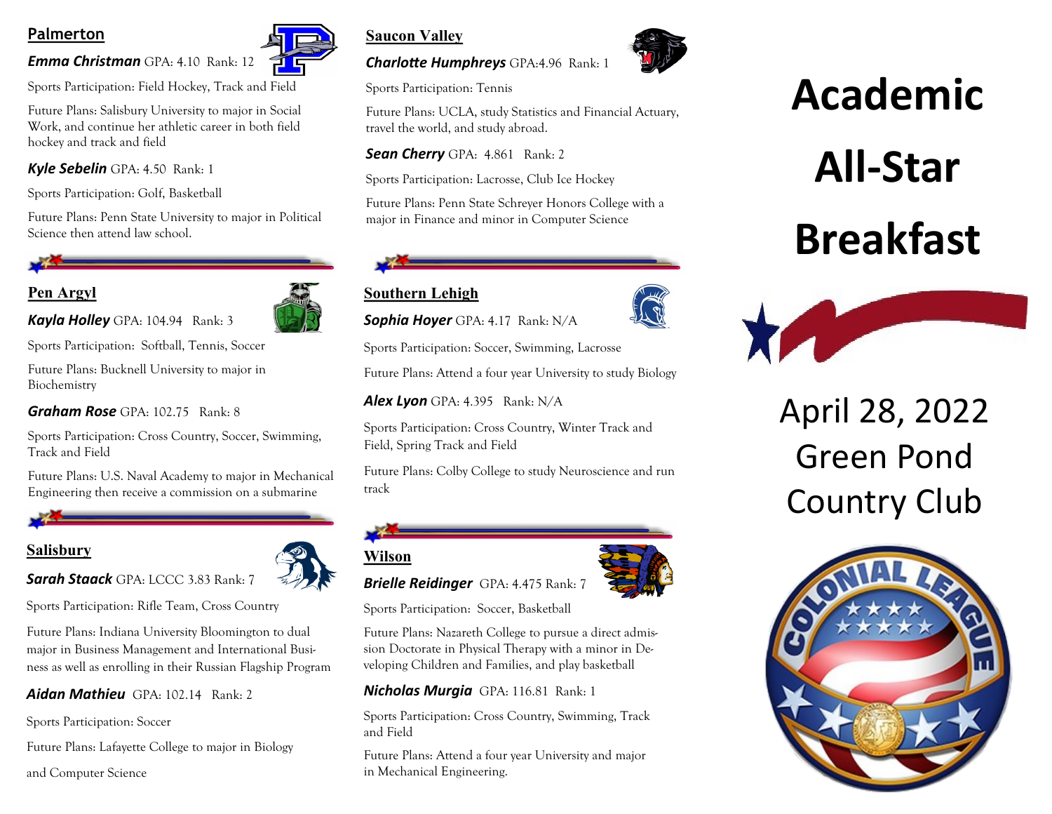## Palmerton

***Emma Christman*** GPA: 4.10 Rank: 12

Sports Participation: Field Hockey, Track and Field

Future Plans: Salisbury University to major in Social Work, and continue her athletic career in both field hockey and track and field

***Kyle Sebelin*** GPA: 4.50 Rank: 1

Sports Participation: Golf, Basketball

Future Plans: Penn State University to major in Political Science then attend law school.

## Pen Argyl

***Kayla Holley*** GPA: 104.94 Rank: 3

Sports Participation: Softball, Tennis, Soccer

Future Plans: Bucknell University to major in Biochemistry

***Graham Rose*** GPA: 102.75 Rank: 8

Sports Participation: Cross Country, Soccer, Swimming, Track and Field

Future Plans: U.S. Naval Academy to major in Mechanical Engineering then receive a commission on a submarine

## Salisbury

***Sarah Staack*** GPA: LCCC 3.83 Rank: 7

Sports Participation: Rifle Team, Cross Country

Future Plans: Indiana University Bloomington to dual major in Business Management and International Business as well as enrolling in their Russian Flagship Program

***Aidan Mathieu*** GPA: 102.14 Rank: 2

Sports Participation: Soccer

Future Plans: Lafayette College to major in Biology and Computer Science

## Saucon Valley

***Charlotte Humphreys*** GPA:4.96 Rank: 1

Sports Participation: Tennis

Future Plans: UCLA, study Statistics and Financial Actuary, travel the world, and study abroad.

***Sean Cherry*** GPA: 4.861 Rank: 2

Sports Participation: Lacrosse, Club Ice Hockey

Future Plans: Penn State Schreyer Honors College with a major in Finance and minor in Computer Science

## Southern Lehigh

***Sophia Hoyer*** GPA: 4.17 Rank: N/A

Sports Participation: Soccer, Swimming, Lacrosse

Future Plans: Attend a four year University to study Biology

***Alex Lyon*** GPA: 4.395 Rank: N/A

Sports Participation: Cross Country, Winter Track and Field, Spring Track and Field

Future Plans: Colby College to study Neuroscience and run track

## Wilson

***Brielle Reidinger*** GPA: 4.475 Rank: 7

Sports Participation: Soccer, Basketball

Future Plans: Nazareth College to pursue a direct admission Doctorate in Physical Therapy with a minor in Developing Children and Families, and play basketball

***Nicholas Murgia*** GPA: 116.81 Rank: 1

Sports Participation: Cross Country, Swimming, Track and Field

Future Plans: Attend a four year University and major in Mechanical Engineering.

# Academic All-Star Breakfast

April 28, 2022
Green Pond Country Club

COLONIAL LEAGUE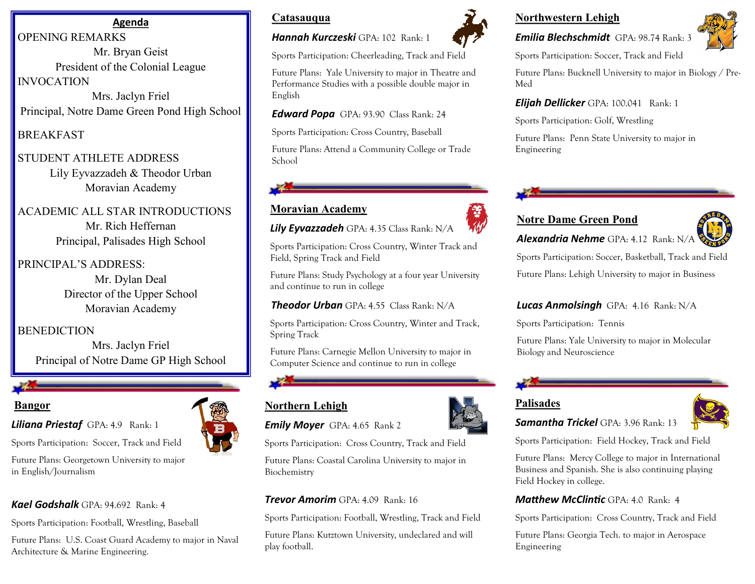## Agenda

OPENING REMARKS

Mr. Bryan Geist
President of the Colonial League

INVOCATION

Mrs. Jaclyn Friel
Principal, Notre Dame Green Pond High School

BREAKFAST

STUDENT ATHLETE ADDRESS

Lily Eyvazzadeh & Theodor Urban
Moravian Academy

ACADEMIC ALL STAR INTRODUCTIONS

Mr. Rich Heffernan
Principal, Palisades High School

PRINCIPAL'S ADDRESS:

Mr. Dylan Deal
Director of the Upper School
Moravian Academy

BENEDICTION

Mrs. Jaclyn Friel
Principal of Notre Dame GP High School

## Bangor

***Liliana Priestaf*** GPA: 4.9 Rank: 1

Sports Participation: Soccer, Track and Field

Future Plans: Georgetown University to major in English/Journalism

***Kael Godshalk*** GPA: 94.692 Rank: 4

Sports Participation: Football, Wrestling, Baseball

Future Plans: U.S. Coast Guard Academy to major in Naval Architecture & Marine Engineering.

## Catasauqua

***Hannah Kurczeski*** GPA: 102 Rank: 1

Sports Participation: Cheerleading, Track and Field

Future Plans: Yale University to major in Theatre and Performance Studies with a possible double major in English

***Edward Popa*** GPA: 93.90 Class Rank: 24

Sports Participation: Cross Country, Baseball

Future Plans: Attend a Community College or Trade School

## Moravian Academy

***Lily Eyvazzadeh*** GPA: 4.35 Class Rank: N/A

Sports Participation: Cross Country, Winter Track and Field, Spring Track and Field

Future Plans: Study Psychology at a four year University and continue to run in college

***Theodor Urban*** GPA: 4.55 Class Rank: N/A

Sports Participation: Cross Country, Winter and Track, Spring Track

Future Plans: Carnegie Mellon University to major in Computer Science and continue to run in college

## Northern Lehigh

***Emily Moyer*** GPA: 4.65 Rank 2

Sports Participation: Cross Country, Track and Field

Future Plans: Coastal Carolina University to major in Biochemistry

***Trevor Amorim*** GPA: 4.09 Rank: 16

Sports Participation: Football, Wrestling, Track and Field

Future Plans: Kutztown University, undeclared and will play football.

## Northwestern Lehigh

***Emilia Blechschmidt*** GPA: 98.74 Rank: 3

Sports Participation: Soccer, Track and Field

Future Plans: Bucknell University to major in Biology / Pre-Med

***Elijah Dellicker*** GPA: 100.041 Rank: 1

Sports Participation: Golf, Wrestling

Future Plans: Penn State University to major in Engineering

## Notre Dame Green Pond

***Alexandria Nehme*** GPA: 4.12 Rank: N/A

Sports Participation: Soccer, Basketball, Track and Field

Future Plans: Lehigh University to major in Business

***Lucas Anmolsingh*** GPA: 4.16 Rank: N/A

Sports Participation: Tennis

Future Plans: Yale University to major in Molecular Biology and Neuroscience

## Palisades

***Samantha Trickel*** GPA: 3.96 Rank: 13

Sports Participation: Field Hockey, Track and Field

Future Plans: Mercy College to major in International Business and Spanish. She is also continuing playing Field Hockey in college.

***Matthew McClintic*** GPA: 4.0 Rank: 4

Sports Participation: Cross Country, Track and Field

Future Plans: Georgia Tech. to major in Aerospace Engineering